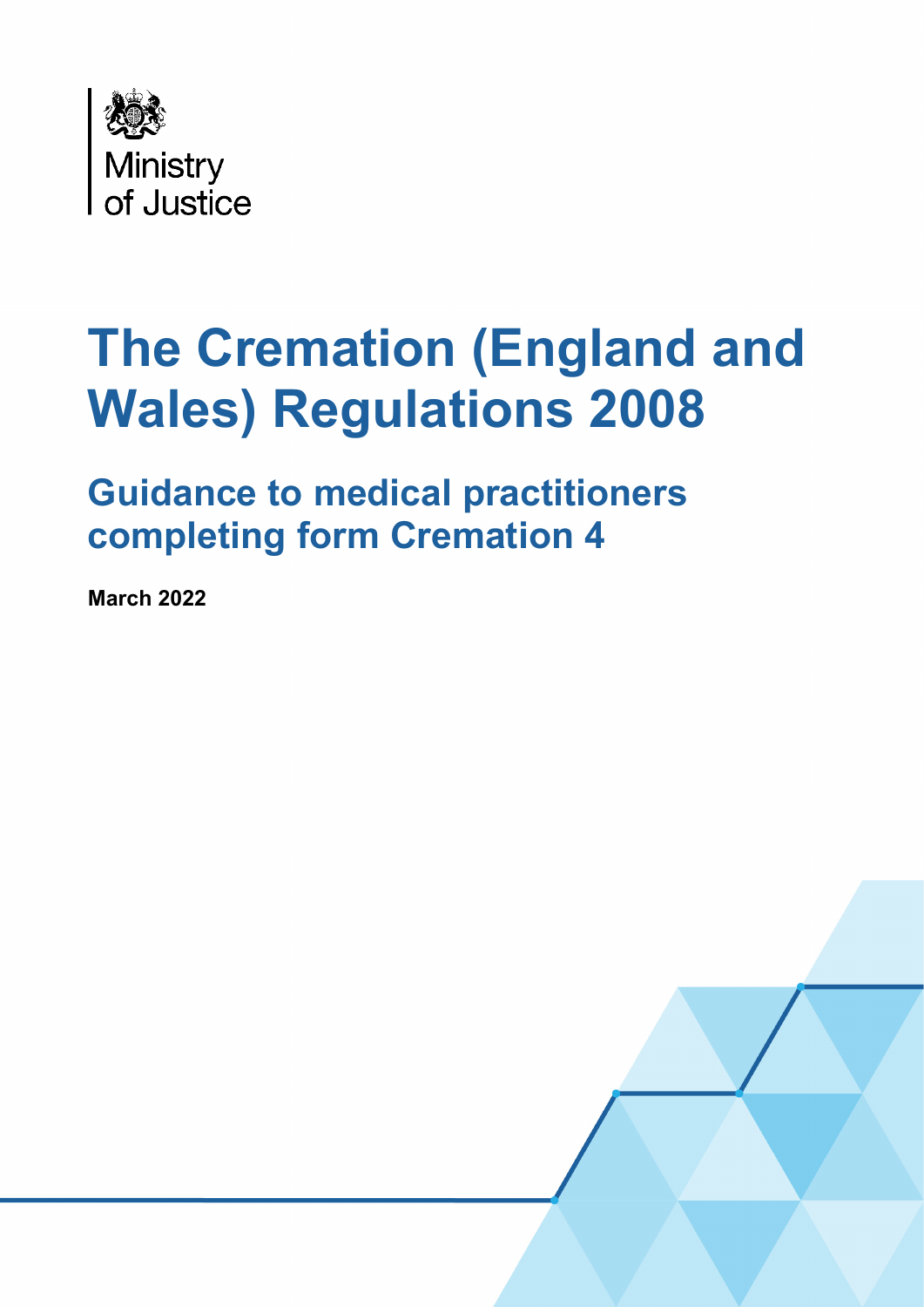Ministry of Justice

# The Cremation (England and Wales) Regulations 2008

## Guidance to medical practitioners completing form Cremation 4

**March 2022**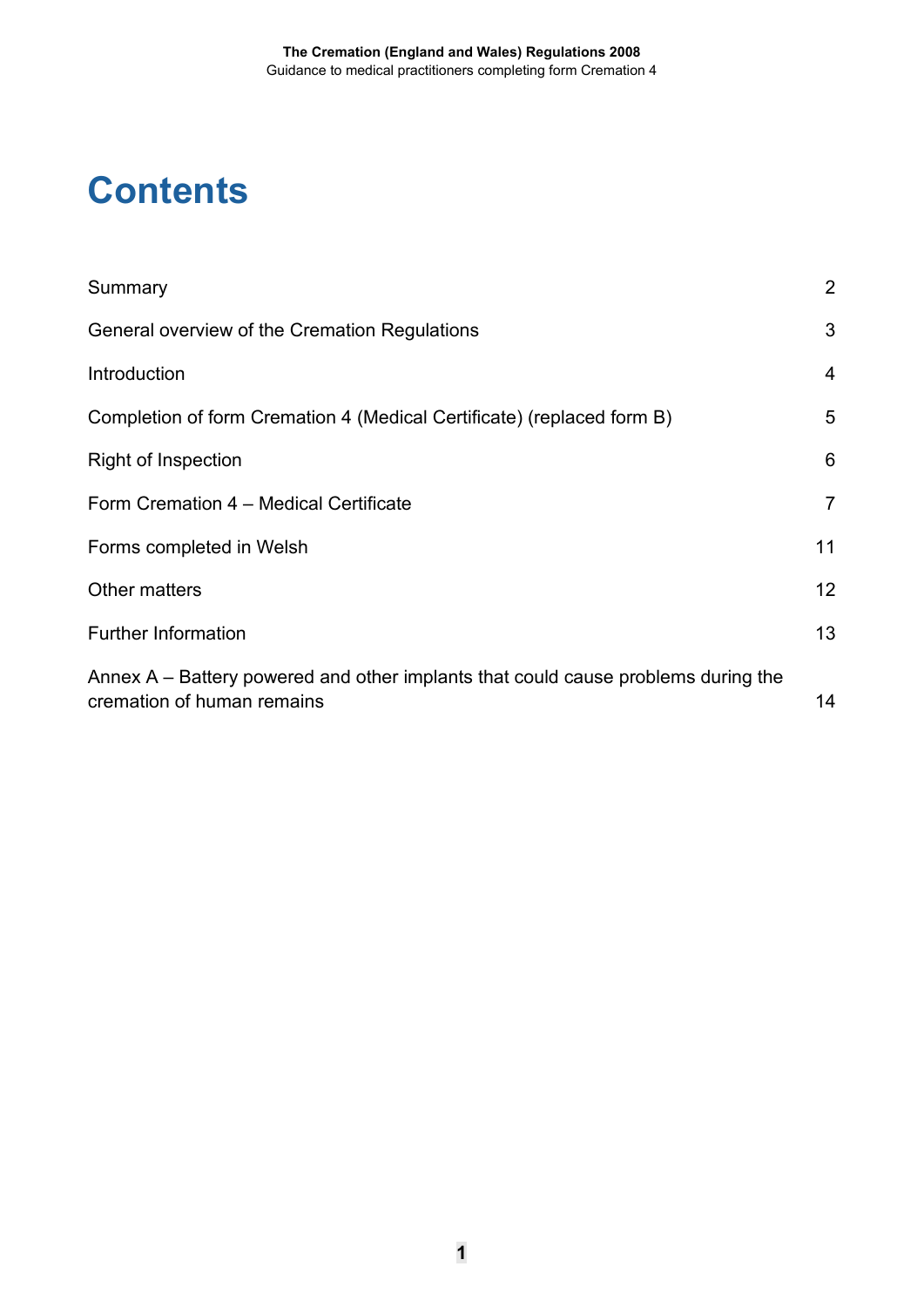# Contents

| | |
|---|---|
| Summary | 2 |
| General overview of the Cremation Regulations | 3 |
| Introduction | 4 |
| Completion of form Cremation 4 (Medical Certificate) (replaced form B) | 5 |
| Right of Inspection | 6 |
| Form Cremation 4 – Medical Certificate | 7 |
| Forms completed in Welsh | 11 |
| Other matters | 12 |
| Further Information | 13 |
| Annex A – Battery powered and other implants that could cause problems during the cremation of human remains | 14 |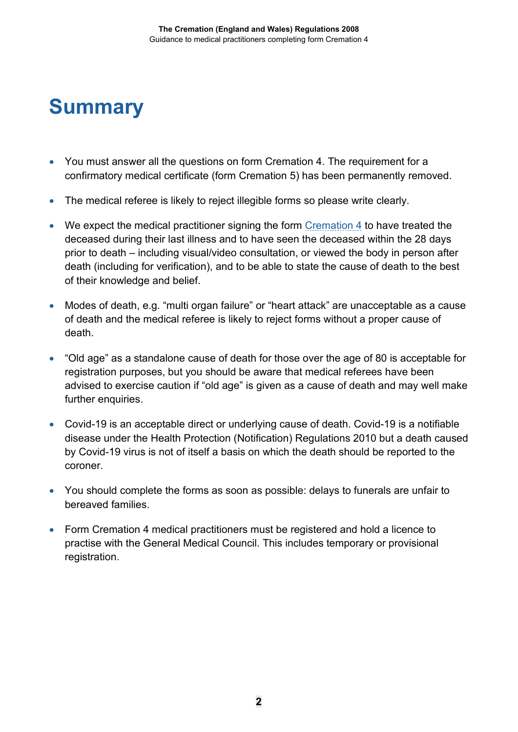# Summary

- You must answer all the questions on form Cremation 4. The requirement for a confirmatory medical certificate (form Cremation 5) has been permanently removed.
- The medical referee is likely to reject illegible forms so please write clearly.
- We expect the medical practitioner signing the form Cremation 4 to have treated the deceased during their last illness and to have seen the deceased within the 28 days prior to death – including visual/video consultation, or viewed the body in person after death (including for verification), and to be able to state the cause of death to the best of their knowledge and belief.
- Modes of death, e.g. "multi organ failure" or "heart attack" are unacceptable as a cause of death and the medical referee is likely to reject forms without a proper cause of death.
- "Old age" as a standalone cause of death for those over the age of 80 is acceptable for registration purposes, but you should be aware that medical referees have been advised to exercise caution if "old age" is given as a cause of death and may well make further enquiries.
- Covid-19 is an acceptable direct or underlying cause of death. Covid-19 is a notifiable disease under the Health Protection (Notification) Regulations 2010 but a death caused by Covid-19 virus is not of itself a basis on which the death should be reported to the coroner.
- You should complete the forms as soon as possible: delays to funerals are unfair to bereaved families.
- Form Cremation 4 medical practitioners must be registered and hold a licence to practise with the General Medical Council. This includes temporary or provisional registration.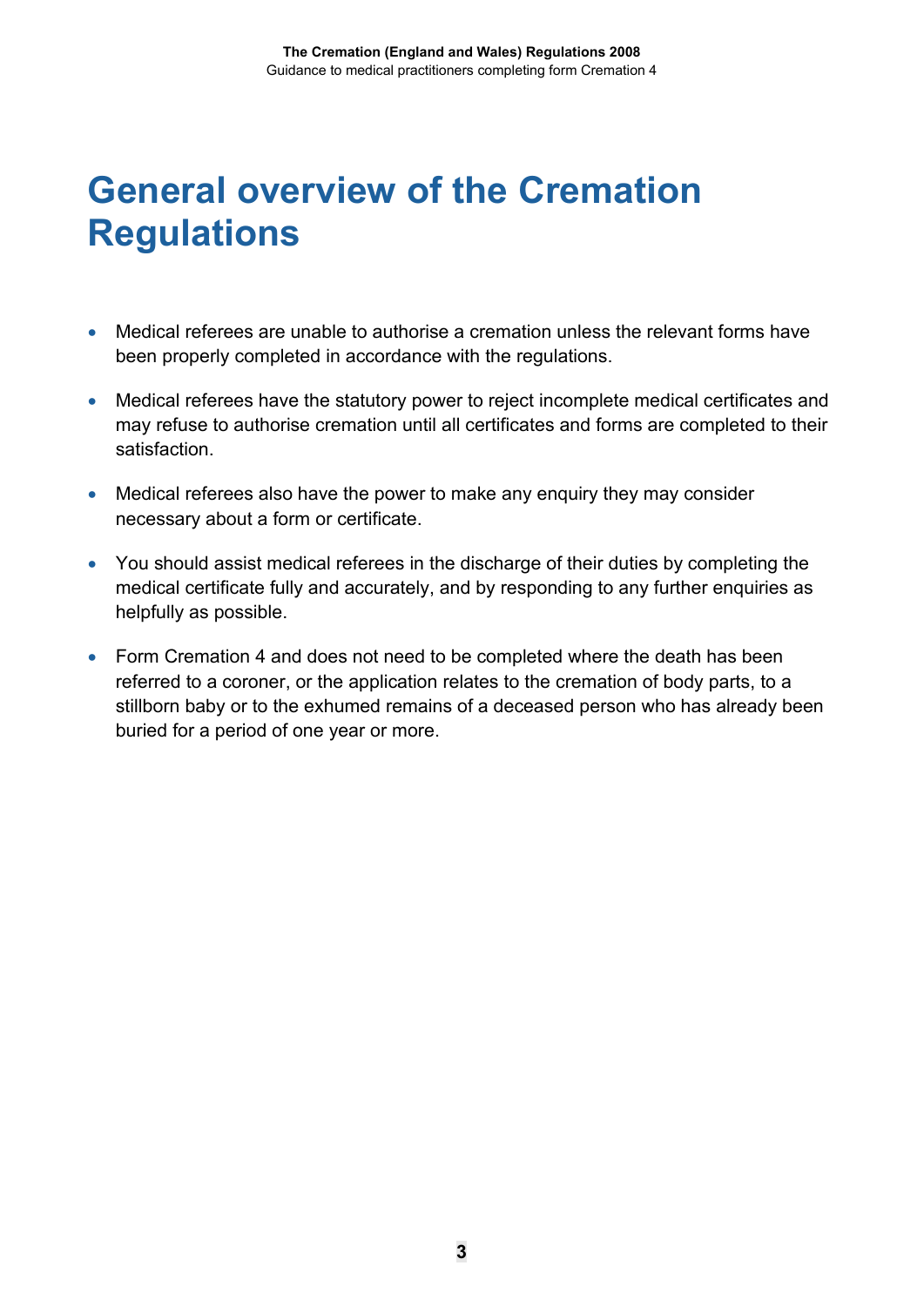# General overview of the Cremation Regulations

- Medical referees are unable to authorise a cremation unless the relevant forms have been properly completed in accordance with the regulations.
- Medical referees have the statutory power to reject incomplete medical certificates and may refuse to authorise cremation until all certificates and forms are completed to their satisfaction.
- Medical referees also have the power to make any enquiry they may consider necessary about a form or certificate.
- You should assist medical referees in the discharge of their duties by completing the medical certificate fully and accurately, and by responding to any further enquiries as helpfully as possible.
- Form Cremation 4 and does not need to be completed where the death has been referred to a coroner, or the application relates to the cremation of body parts, to a stillborn baby or to the exhumed remains of a deceased person who has already been buried for a period of one year or more.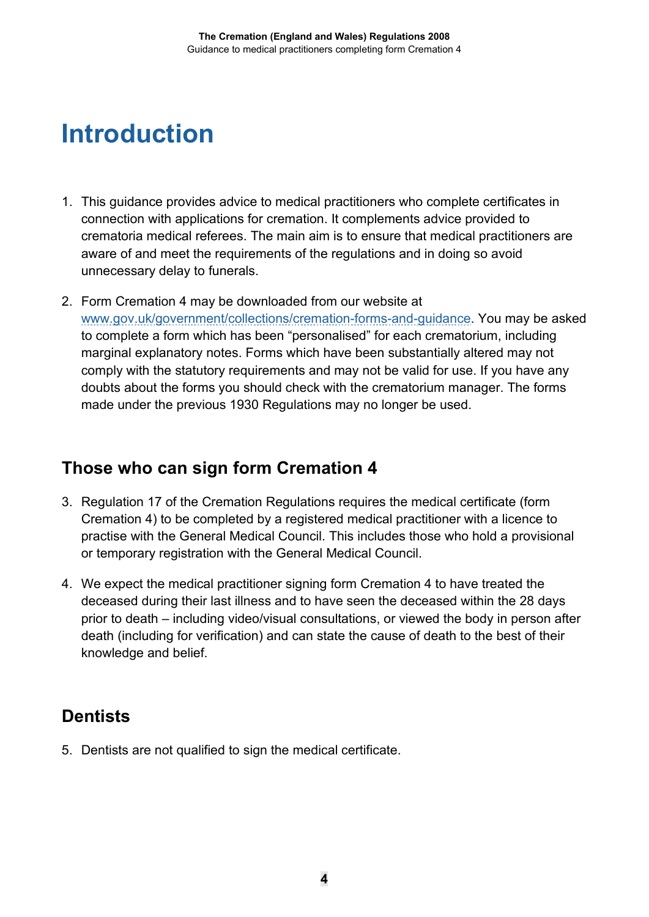# Introduction

1. This guidance provides advice to medical practitioners who complete certificates in connection with applications for cremation. It complements advice provided to crematoria medical referees. The main aim is to ensure that medical practitioners are aware of and meet the requirements of the regulations and in doing so avoid unnecessary delay to funerals.

2. Form Cremation 4 may be downloaded from our website at [www.gov.uk/government/collections/cremation-forms-and-guidance](www.gov.uk/government/collections/cremation-forms-and-guidance). You may be asked to complete a form which has been "personalised" for each crematorium, including marginal explanatory notes. Forms which have been substantially altered may not comply with the statutory requirements and may not be valid for use. If you have any doubts about the forms you should check with the crematorium manager. The forms made under the previous 1930 Regulations may no longer be used.

## Those who can sign form Cremation 4

3. Regulation 17 of the Cremation Regulations requires the medical certificate (form Cremation 4) to be completed by a registered medical practitioner with a licence to practise with the General Medical Council. This includes those who hold a provisional or temporary registration with the General Medical Council.

4. We expect the medical practitioner signing form Cremation 4 to have treated the deceased during their last illness and to have seen the deceased within the 28 days prior to death – including video/visual consultations, or viewed the body in person after death (including for verification) and can state the cause of death to the best of their knowledge and belief.

## Dentists

5. Dentists are not qualified to sign the medical certificate.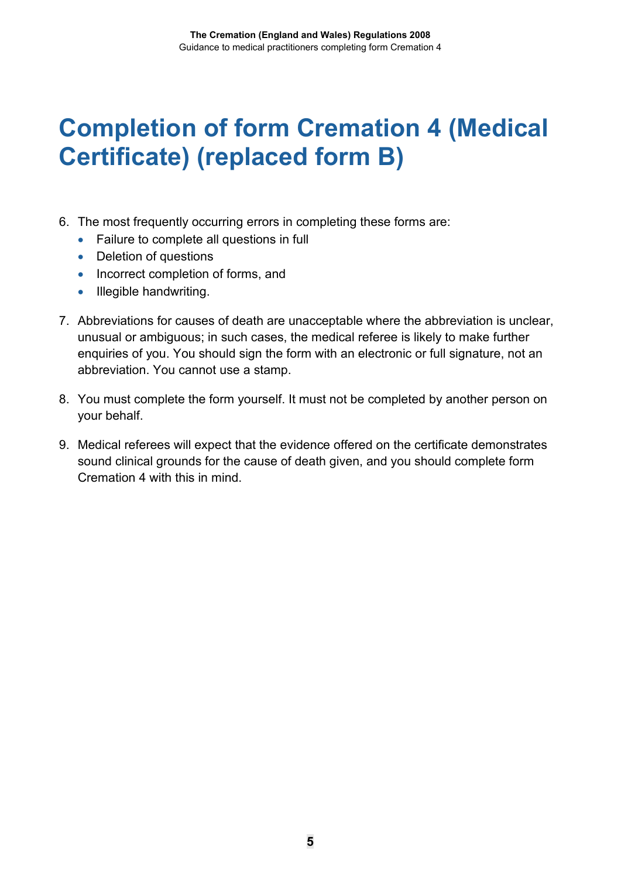# Completion of form Cremation 4 (Medical Certificate) (replaced form B)

6. The most frequently occurring errors in completing these forms are:
   - Failure to complete all questions in full
   - Deletion of questions
   - Incorrect completion of forms, and
   - Illegible handwriting.

7. Abbreviations for causes of death are unacceptable where the abbreviation is unclear, unusual or ambiguous; in such cases, the medical referee is likely to make further enquiries of you. You should sign the form with an electronic or full signature, not an abbreviation. You cannot use a stamp.

8. You must complete the form yourself. It must not be completed by another person on your behalf.

9. Medical referees will expect that the evidence offered on the certificate demonstrates sound clinical grounds for the cause of death given, and you should complete form Cremation 4 with this in mind.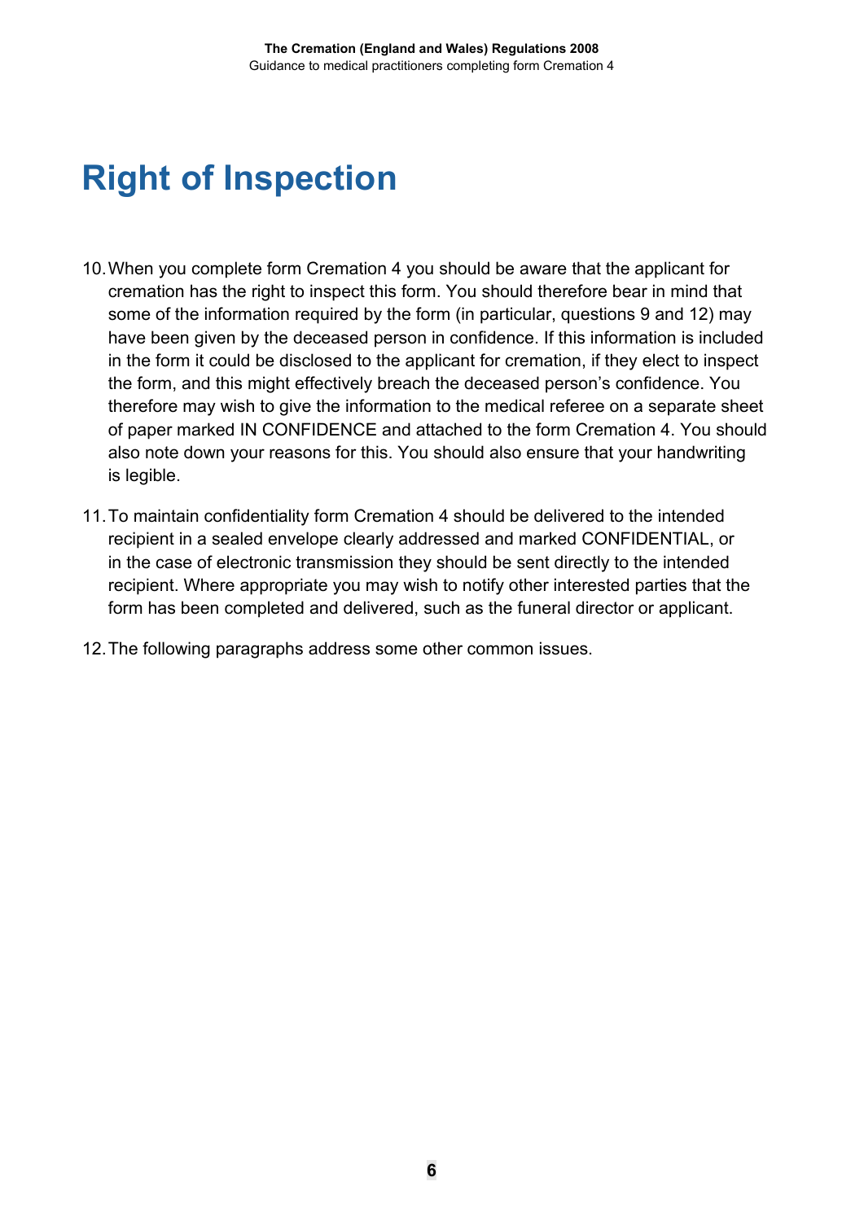# Right of Inspection

10. When you complete form Cremation 4 you should be aware that the applicant for cremation has the right to inspect this form. You should therefore bear in mind that some of the information required by the form (in particular, questions 9 and 12) may have been given by the deceased person in confidence. If this information is included in the form it could be disclosed to the applicant for cremation, if they elect to inspect the form, and this might effectively breach the deceased person's confidence. You therefore may wish to give the information to the medical referee on a separate sheet of paper marked IN CONFIDENCE and attached to the form Cremation 4. You should also note down your reasons for this. You should also ensure that your handwriting is legible.

11. To maintain confidentiality form Cremation 4 should be delivered to the intended recipient in a sealed envelope clearly addressed and marked CONFIDENTIAL, or in the case of electronic transmission they should be sent directly to the intended recipient. Where appropriate you may wish to notify other interested parties that the form has been completed and delivered, such as the funeral director or applicant.

12. The following paragraphs address some other common issues.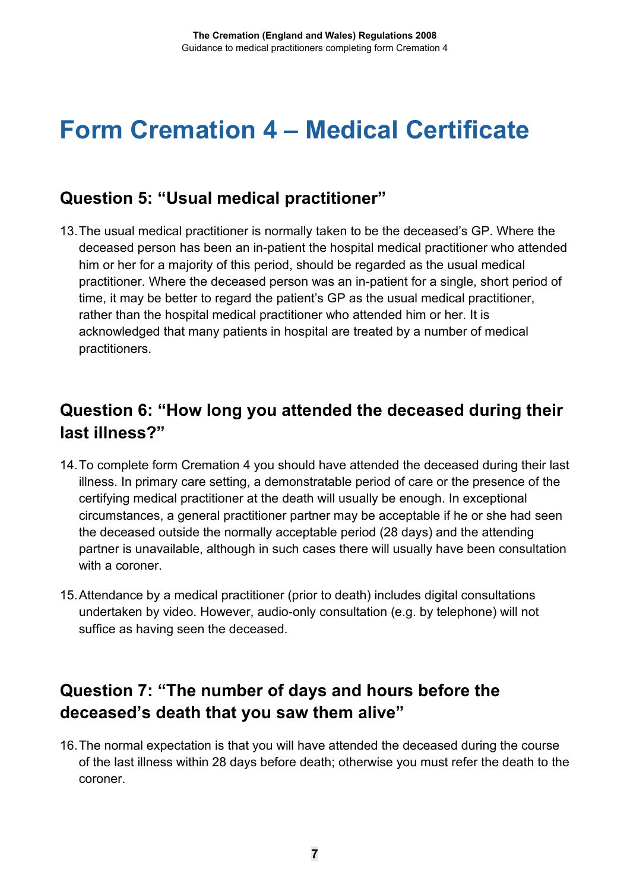# Form Cremation 4 – Medical Certificate

## Question 5: "Usual medical practitioner"

13. The usual medical practitioner is normally taken to be the deceased's GP. Where the deceased person has been an in-patient the hospital medical practitioner who attended him or her for a majority of this period, should be regarded as the usual medical practitioner. Where the deceased person was an in-patient for a single, short period of time, it may be better to regard the patient's GP as the usual medical practitioner, rather than the hospital medical practitioner who attended him or her. It is acknowledged that many patients in hospital are treated by a number of medical practitioners.

## Question 6: "How long you attended the deceased during their last illness?"

14. To complete form Cremation 4 you should have attended the deceased during their last illness. In primary care setting, a demonstratable period of care or the presence of the certifying medical practitioner at the death will usually be enough. In exceptional circumstances, a general practitioner partner may be acceptable if he or she had seen the deceased outside the normally acceptable period (28 days) and the attending partner is unavailable, although in such cases there will usually have been consultation with a coroner.

15. Attendance by a medical practitioner (prior to death) includes digital consultations undertaken by video. However, audio-only consultation (e.g. by telephone) will not suffice as having seen the deceased.

## Question 7: "The number of days and hours before the deceased's death that you saw them alive"

16. The normal expectation is that you will have attended the deceased during the course of the last illness within 28 days before death; otherwise you must refer the death to the coroner.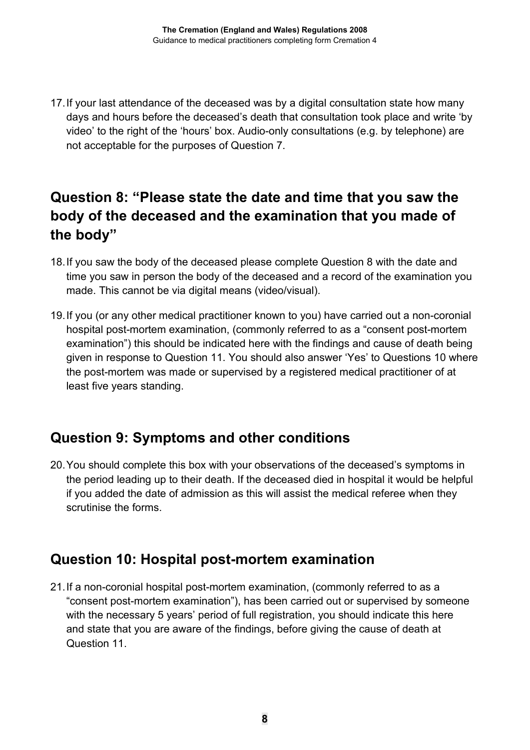17. If your last attendance of the deceased was by a digital consultation state how many days and hours before the deceased's death that consultation took place and write 'by video' to the right of the 'hours' box. Audio-only consultations (e.g. by telephone) are not acceptable for the purposes of Question 7.

## Question 8: "Please state the date and time that you saw the body of the deceased and the examination that you made of the body"

18. If you saw the body of the deceased please complete Question 8 with the date and time you saw in person the body of the deceased and a record of the examination you made. This cannot be via digital means (video/visual).

19. If you (or any other medical practitioner known to you) have carried out a non-coronial hospital post-mortem examination, (commonly referred to as a "consent post-mortem examination") this should be indicated here with the findings and cause of death being given in response to Question 11. You should also answer 'Yes' to Questions 10 where the post-mortem was made or supervised by a registered medical practitioner of at least five years standing.

## Question 9: Symptoms and other conditions

20. You should complete this box with your observations of the deceased's symptoms in the period leading up to their death. If the deceased died in hospital it would be helpful if you added the date of admission as this will assist the medical referee when they scrutinise the forms.

## Question 10: Hospital post-mortem examination

21. If a non-coronial hospital post-mortem examination, (commonly referred to as a "consent post-mortem examination"), has been carried out or supervised by someone with the necessary 5 years' period of full registration, you should indicate this here and state that you are aware of the findings, before giving the cause of death at Question 11.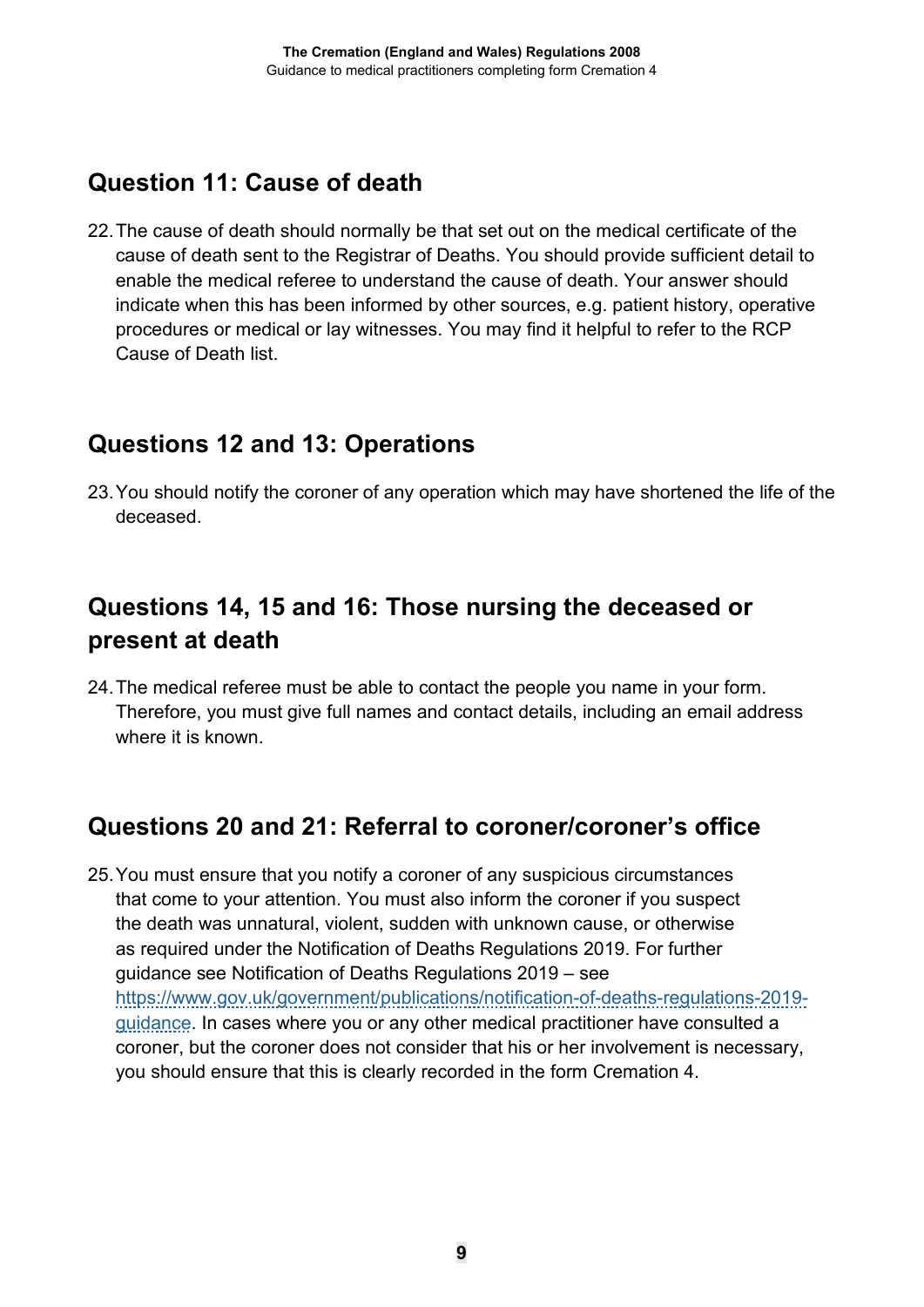## Question 11: Cause of death

22. The cause of death should normally be that set out on the medical certificate of the cause of death sent to the Registrar of Deaths. You should provide sufficient detail to enable the medical referee to understand the cause of death. Your answer should indicate when this has been informed by other sources, e.g. patient history, operative procedures or medical or lay witnesses. You may find it helpful to refer to the RCP Cause of Death list.

## Questions 12 and 13: Operations

23. You should notify the coroner of any operation which may have shortened the life of the deceased.

## Questions 14, 15 and 16: Those nursing the deceased or present at death

24. The medical referee must be able to contact the people you name in your form. Therefore, you must give full names and contact details, including an email address where it is known.

## Questions 20 and 21: Referral to coroner/coroner's office

25. You must ensure that you notify a coroner of any suspicious circumstances that come to your attention. You must also inform the coroner if you suspect the death was unnatural, violent, sudden with unknown cause, or otherwise as required under the Notification of Deaths Regulations 2019. For further guidance see Notification of Deaths Regulations 2019 – see [https://www.gov.uk/government/publications/notification-of-deaths-regulations-2019-guidance](https://www.gov.uk/government/publications/notification-of-deaths-regulations-2019-guidance). In cases where you or any other medical practitioner have consulted a coroner, but the coroner does not consider that his or her involvement is necessary, you should ensure that this is clearly recorded in the form Cremation 4.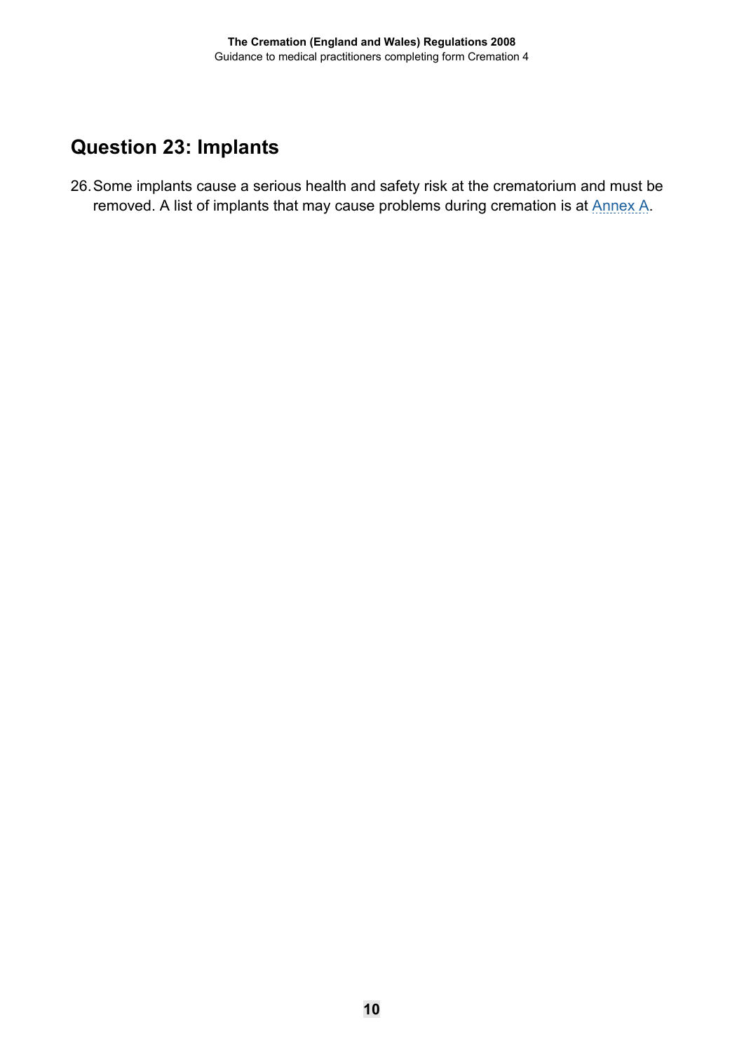## Question 23: Implants

26. Some implants cause a serious health and safety risk at the crematorium and must be removed. A list of implants that may cause problems during cremation is at Annex A.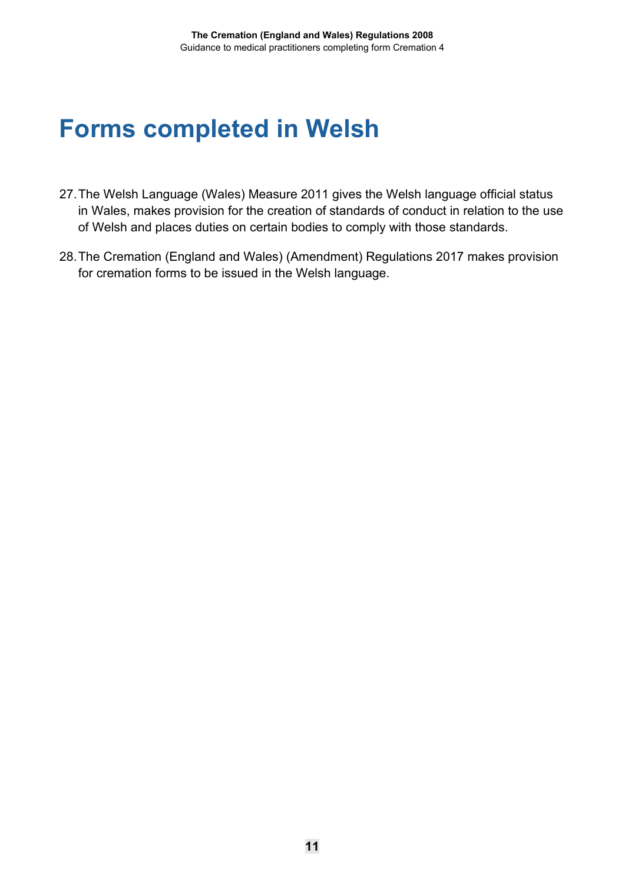# Forms completed in Welsh

27. The Welsh Language (Wales) Measure 2011 gives the Welsh language official status in Wales, makes provision for the creation of standards of conduct in relation to the use of Welsh and places duties on certain bodies to comply with those standards.

28. The Cremation (England and Wales) (Amendment) Regulations 2017 makes provision for cremation forms to be issued in the Welsh language.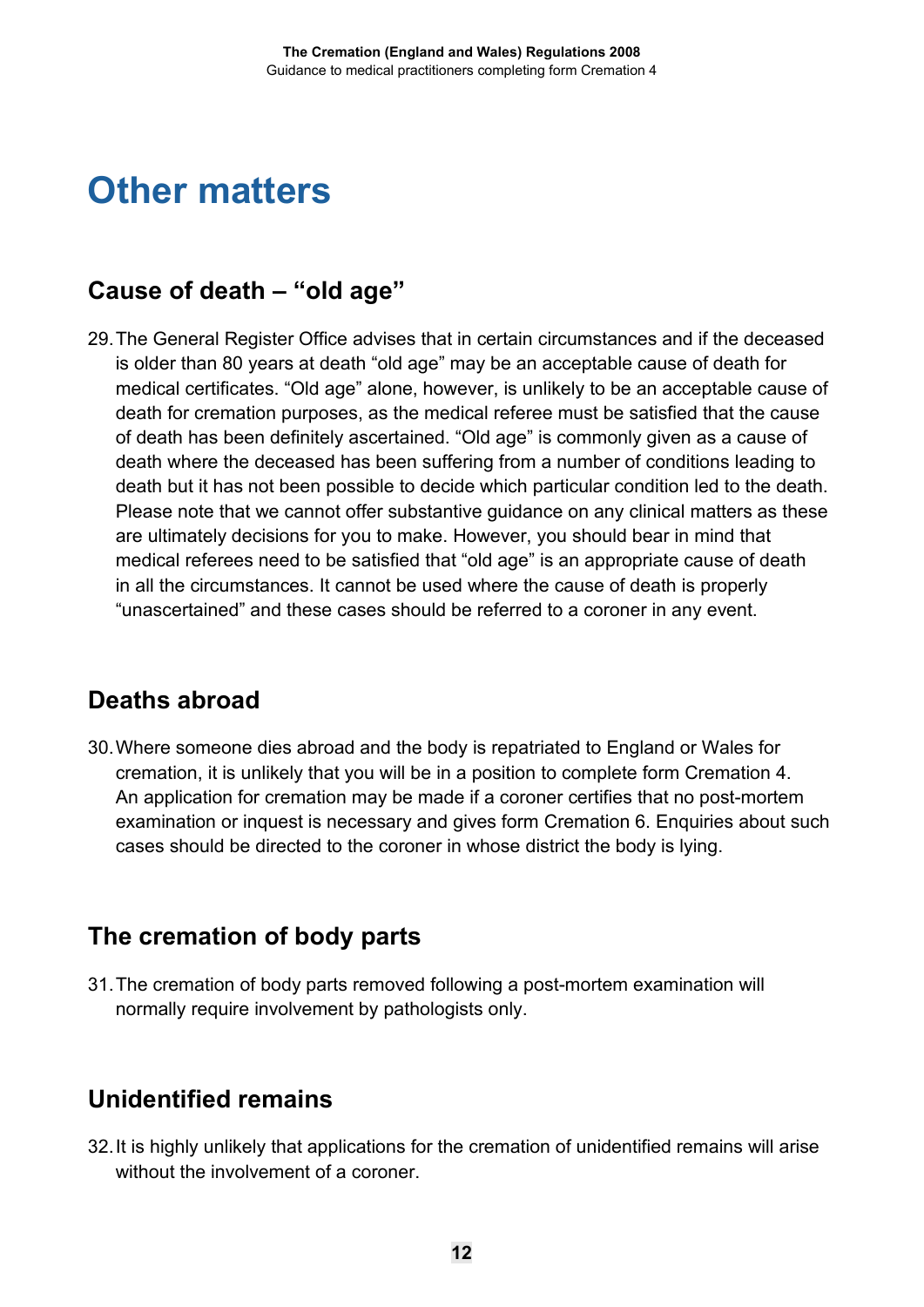# Other matters

## Cause of death – "old age"

29. The General Register Office advises that in certain circumstances and if the deceased is older than 80 years at death "old age" may be an acceptable cause of death for medical certificates. "Old age" alone, however, is unlikely to be an acceptable cause of death for cremation purposes, as the medical referee must be satisfied that the cause of death has been definitely ascertained. "Old age" is commonly given as a cause of death where the deceased has been suffering from a number of conditions leading to death but it has not been possible to decide which particular condition led to the death. Please note that we cannot offer substantive guidance on any clinical matters as these are ultimately decisions for you to make. However, you should bear in mind that medical referees need to be satisfied that "old age" is an appropriate cause of death in all the circumstances. It cannot be used where the cause of death is properly "unascertained" and these cases should be referred to a coroner in any event.

## Deaths abroad

30. Where someone dies abroad and the body is repatriated to England or Wales for cremation, it is unlikely that you will be in a position to complete form Cremation 4. An application for cremation may be made if a coroner certifies that no post-mortem examination or inquest is necessary and gives form Cremation 6. Enquiries about such cases should be directed to the coroner in whose district the body is lying.

## The cremation of body parts

31. The cremation of body parts removed following a post-mortem examination will normally require involvement by pathologists only.

## Unidentified remains

32. It is highly unlikely that applications for the cremation of unidentified remains will arise without the involvement of a coroner.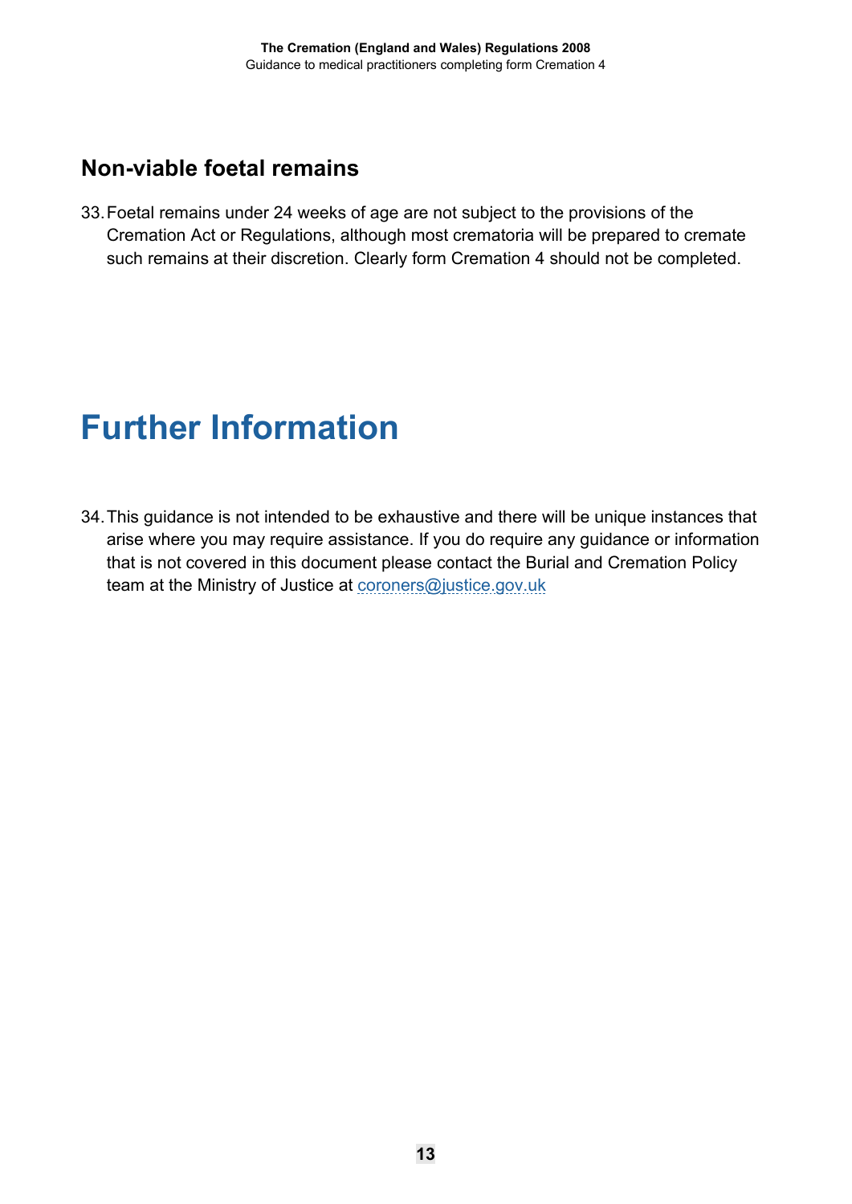## Non-viable foetal remains

33. Foetal remains under 24 weeks of age are not subject to the provisions of the Cremation Act or Regulations, although most crematoria will be prepared to cremate such remains at their discretion. Clearly form Cremation 4 should not be completed.

# Further Information

34. This guidance is not intended to be exhaustive and there will be unique instances that arise where you may require assistance. If you do require any guidance or information that is not covered in this document please contact the Burial and Cremation Policy team at the Ministry of Justice at coroners@justice.gov.uk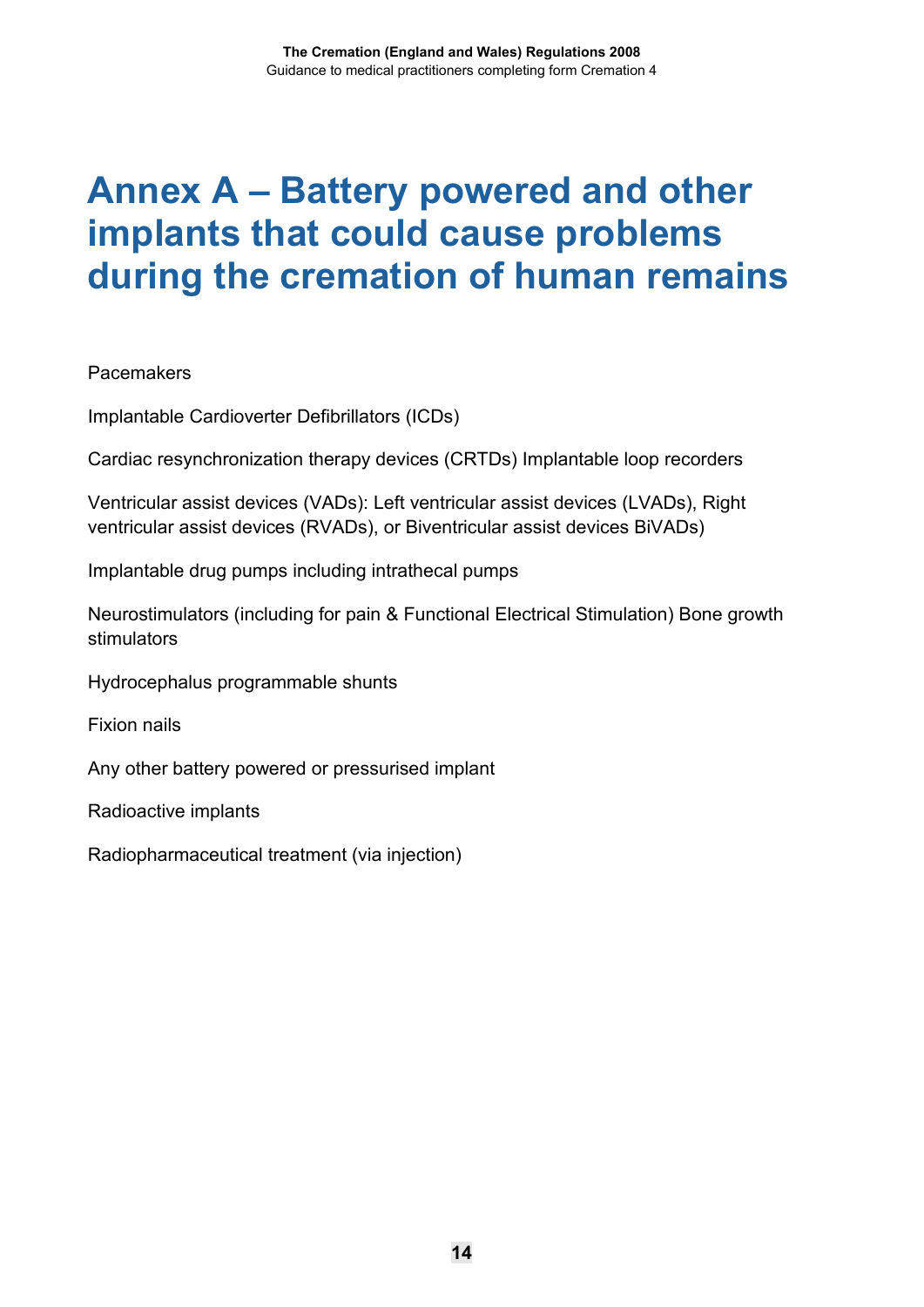# Annex A – Battery powered and other implants that could cause problems during the cremation of human remains

Pacemakers

Implantable Cardioverter Defibrillators (ICDs)

Cardiac resynchronization therapy devices (CRTDs) Implantable loop recorders

Ventricular assist devices (VADs): Left ventricular assist devices (LVADs), Right ventricular assist devices (RVADs), or Biventricular assist devices BiVADs)

Implantable drug pumps including intrathecal pumps

Neurostimulators (including for pain & Functional Electrical Stimulation) Bone growth stimulators

Hydrocephalus programmable shunts

Fixion nails

Any other battery powered or pressurised implant

Radioactive implants

Radiopharmaceutical treatment (via injection)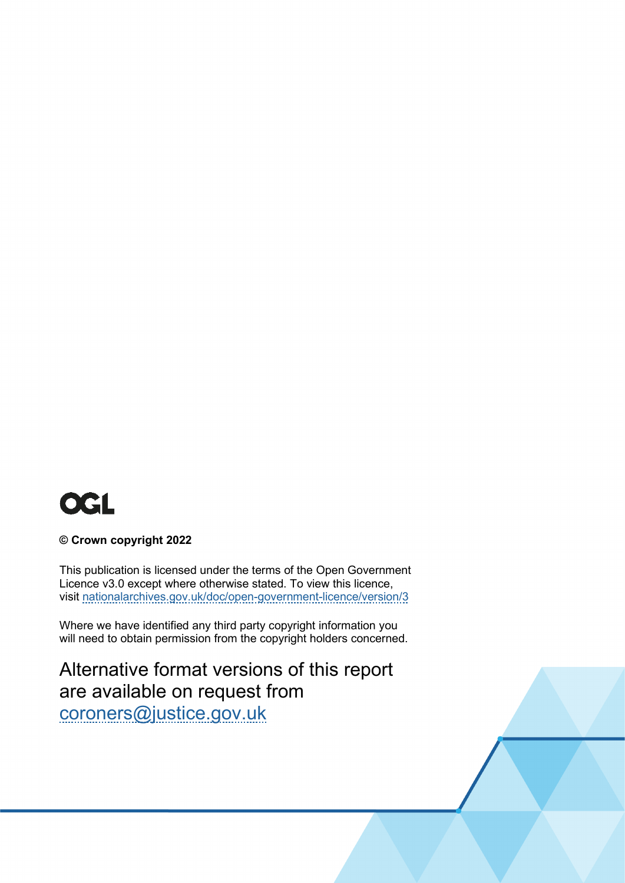OGL

**© Crown copyright 2022**

This publication is licensed under the terms of the Open Government Licence v3.0 except where otherwise stated. To view this licence, visit nationalarchives.gov.uk/doc/open-government-licence/version/3

Where we have identified any third party copyright information you will need to obtain permission from the copyright holders concerned.

Alternative format versions of this report are available on request from coroners@justice.gov.uk